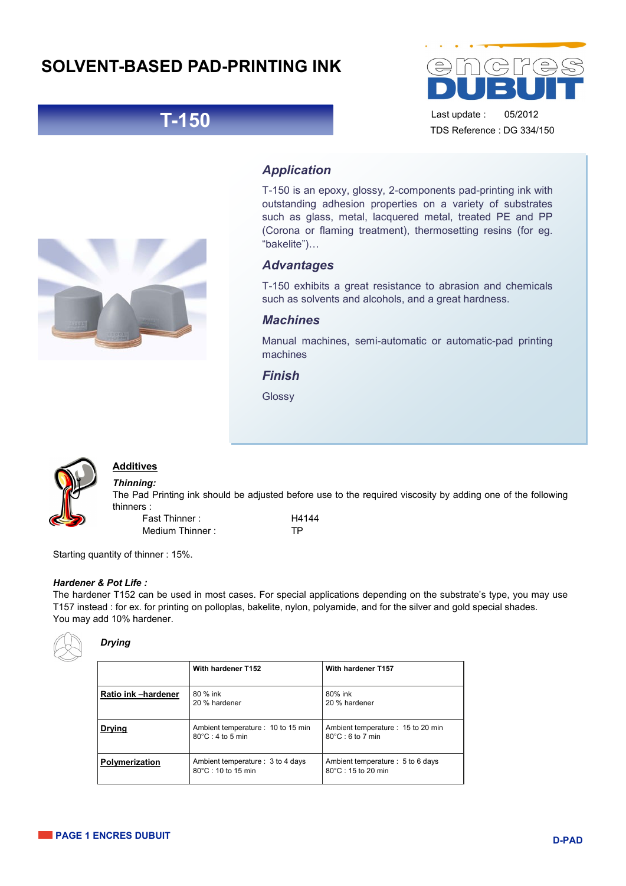# SOLVENT-BASED PAD-PRINTING INK

## T-150

Last update : 05/2012

TDS Reference : DG 334/150

### *Application*

T-150 is an epoxy, glossy, 2-components pad-printing ink with outstanding adhesion properties on a variety of substrates such as glass, metal, lacquered metal, treated PE and PP (Corona or flaming treatment), thermosetting resins (for eg. "bakelite")…

### *Advantages*

T-150 exhibits a great resistance to abrasion and chemicals such as solvents and alcohols, and a great hardness.

### *Machines*

Manual machines, semi-automatic or automatic-pad printing machines

### *Finish*

Glossy

### Additives

***Thinning:***

The Pad Printing ink should be adjusted before use to the required viscosity by adding one of the following thinners :

| | |
|---|---|
| Fast Thinner : | H4144 |
| Medium Thinner : | TP |

Starting quantity of thinner : 15%.

***Hardener & Pot Life :***

The hardener T152 can be used in most cases. For special applications depending on the substrate's type, you may use T157 instead : for ex. for printing on polloplas, bakelite, nylon, polyamide, and for the silver and gold special shades.

You may add 10% hardener.

***Drying***

| | **With hardener T152** | **With hardener T157** |
|---|---|---|
| **Ratio ink –hardener** | 80 % ink<br>20 % hardener | 80% ink<br>20 % hardener |
| **Drying** | Ambient temperature : 10 to 15 min<br>80°C : 4 to 5 min | Ambient temperature : 15 to 20 min<br>80°C : 6 to 7 min |
| **Polymerization** | Ambient temperature : 3 to 4 days<br>80°C : 10 to 15 min | Ambient temperature : 5 to 6 days<br>80°C : 15 to 20 min |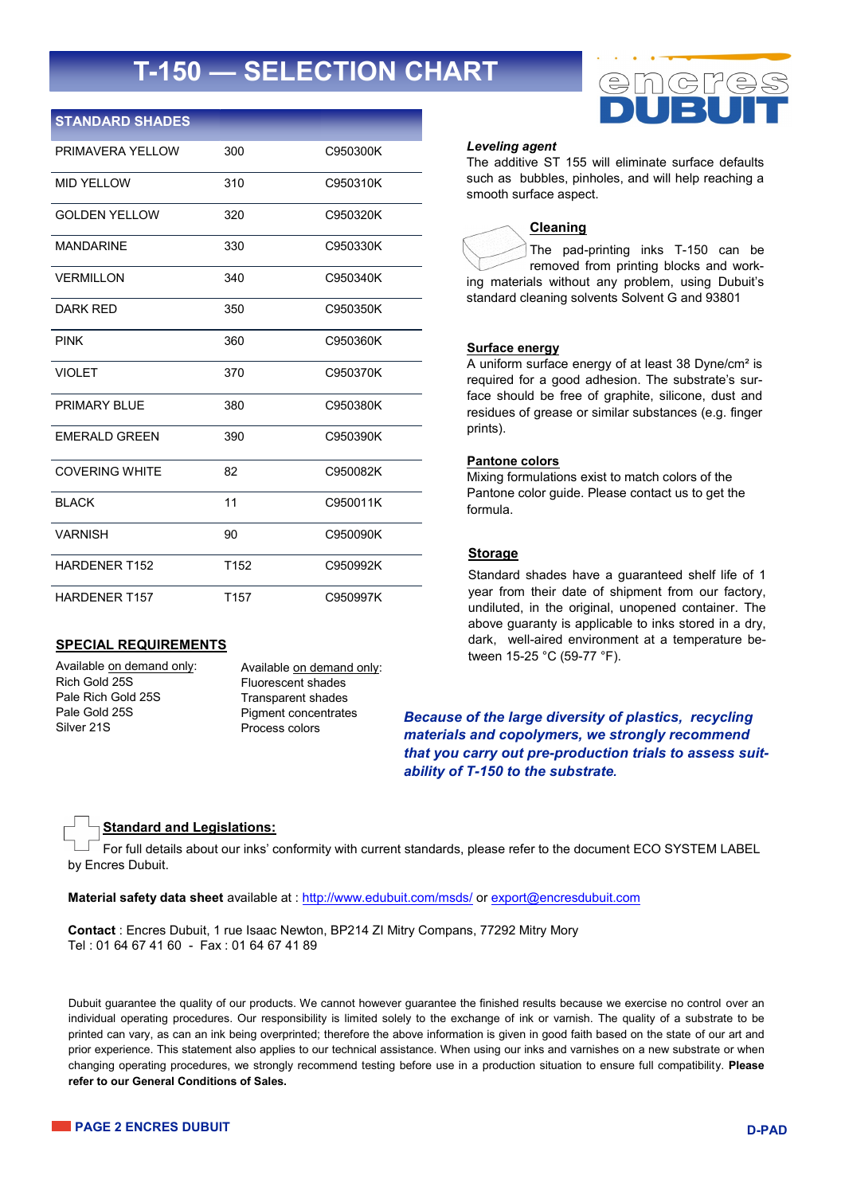# T-150 — SELECTION CHART

| STANDARD SHADES | | |
|---|---|---|
| PRIMAVERA YELLOW | 300 | C950300K |
| MID YELLOW | 310 | C950310K |
| GOLDEN YELLOW | 320 | C950320K |
| MANDARINE | 330 | C950330K |
| VERMILLON | 340 | C950340K |
| DARK RED | 350 | C950350K |
| PINK | 360 | C950360K |
| VIOLET | 370 | C950370K |
| PRIMARY BLUE | 380 | C950380K |
| EMERALD GREEN | 390 | C950390K |
| COVERING WHITE | 82 | C950082K |
| BLACK | 11 | C950011K |
| VARNISH | 90 | C950090K |
| HARDENER T152 | T152 | C950992K |
| HARDENER T157 | T157 | C950997K |

## SPECIAL REQUIREMENTS

Available on demand only:
Rich Gold 25S
Pale Rich Gold 25S
Pale Gold 25S
Silver 21S

Available on demand only:
Fluorescent shades
Transparent shades
Pigment concentrates
Process colors

***Leveling agent***

The additive ST 155 will eliminate surface defaults such as bubbles, pinholes, and will help reaching a smooth surface aspect.

**Cleaning**

The pad-printing inks T-150 can be removed from printing blocks and working materials without any problem, using Dubuit's standard cleaning solvents Solvent G and 93801

**Surface energy**

A uniform surface energy of at least 38 Dyne/cm² is required for a good adhesion. The substrate's surface should be free of graphite, silicone, dust and residues of grease or similar substances (e.g. finger prints).

**Pantone colors**

Mixing formulations exist to match colors of the Pantone color guide. Please contact us to get the formula.

**Storage**

Standard shades have a guaranteed shelf life of 1 year from their date of shipment from our factory, undiluted, in the original, unopened container. The above guaranty is applicable to inks stored in a dry, dark, well-aired environment at a temperature between 15-25 °C (59-77 °F).

***Because of the large diversity of plastics, recycling materials and copolymers, we strongly recommend that you carry out pre-production trials to assess suitability of T-150 to the substrate.***

**Standard and Legislations:**

For full details about our inks' conformity with current standards, please refer to the document ECO SYSTEM LABEL by Encres Dubuit.

**Material safety data sheet** available at : http://www.edubuit.com/msds/ or export@encresdubuit.com

**Contact** : Encres Dubuit, 1 rue Isaac Newton, BP214 ZI Mitry Compans, 77292 Mitry Mory
Tel : 01 64 67 41 60 - Fax : 01 64 67 41 89

Dubuit guarantee the quality of our products. We cannot however guarantee the finished results because we exercise no control over an individual operating procedures. Our responsibility is limited solely to the exchange of ink or varnish. The quality of a substrate to be printed can vary, as can an ink being overprinted; therefore the above information is given in good faith based on the state of our art and prior experience. This statement also applies to our technical assistance. When using our inks and varnishes on a new substrate or when changing operating procedures, we strongly recommend testing before use in a production situation to ensure full compatibility. **Please refer to our General Conditions of Sales.**